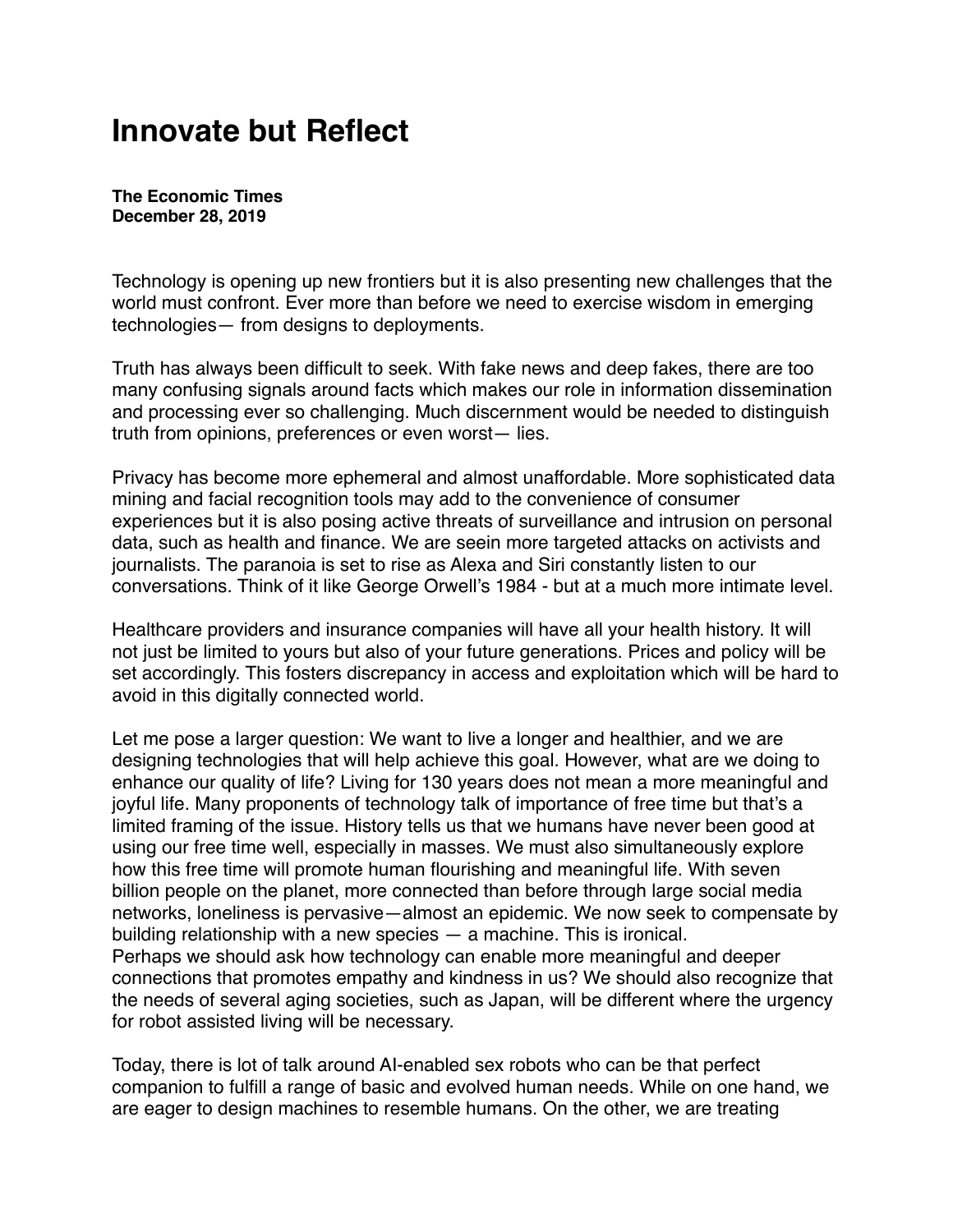# Innovate but Reflect

**The Economic Times**
**December 28, 2019**

Technology is opening up new frontiers but it is also presenting new challenges that the world must confront. Ever more than before we need to exercise wisdom in emerging technologies— from designs to deployments.

Truth has always been difficult to seek. With fake news and deep fakes, there are too many confusing signals around facts which makes our role in information dissemination and processing ever so challenging. Much discernment would be needed to distinguish truth from opinions, preferences or even worst— lies.

Privacy has become more ephemeral and almost unaffordable. More sophisticated data mining and facial recognition tools may add to the convenience of consumer experiences but it is also posing active threats of surveillance and intrusion on personal data, such as health and finance. We are seein more targeted attacks on activists and journalists. The paranoia is set to rise as Alexa and Siri constantly listen to our conversations. Think of it like George Orwell's 1984 - but at a much more intimate level.

Healthcare providers and insurance companies will have all your health history. It will not just be limited to yours but also of your future generations. Prices and policy will be set accordingly. This fosters discrepancy in access and exploitation which will be hard to avoid in this digitally connected world.

Let me pose a larger question: We want to live a longer and healthier, and we are designing technologies that will help achieve this goal. However, what are we doing to enhance our quality of life? Living for 130 years does not mean a more meaningful and joyful life. Many proponents of technology talk of importance of free time but that's a limited framing of the issue. History tells us that we humans have never been good at using our free time well, especially in masses. We must also simultaneously explore how this free time will promote human flourishing and meaningful life. With seven billion people on the planet, more connected than before through large social media networks, loneliness is pervasive—almost an epidemic. We now seek to compensate by building relationship with a new species — a machine. This is ironical.
Perhaps we should ask how technology can enable more meaningful and deeper connections that promotes empathy and kindness in us? We should also recognize that the needs of several aging societies, such as Japan, will be different where the urgency for robot assisted living will be necessary.

Today, there is lot of talk around AI-enabled sex robots who can be that perfect companion to fulfill a range of basic and evolved human needs. While on one hand, we are eager to design machines to resemble humans. On the other, we are treating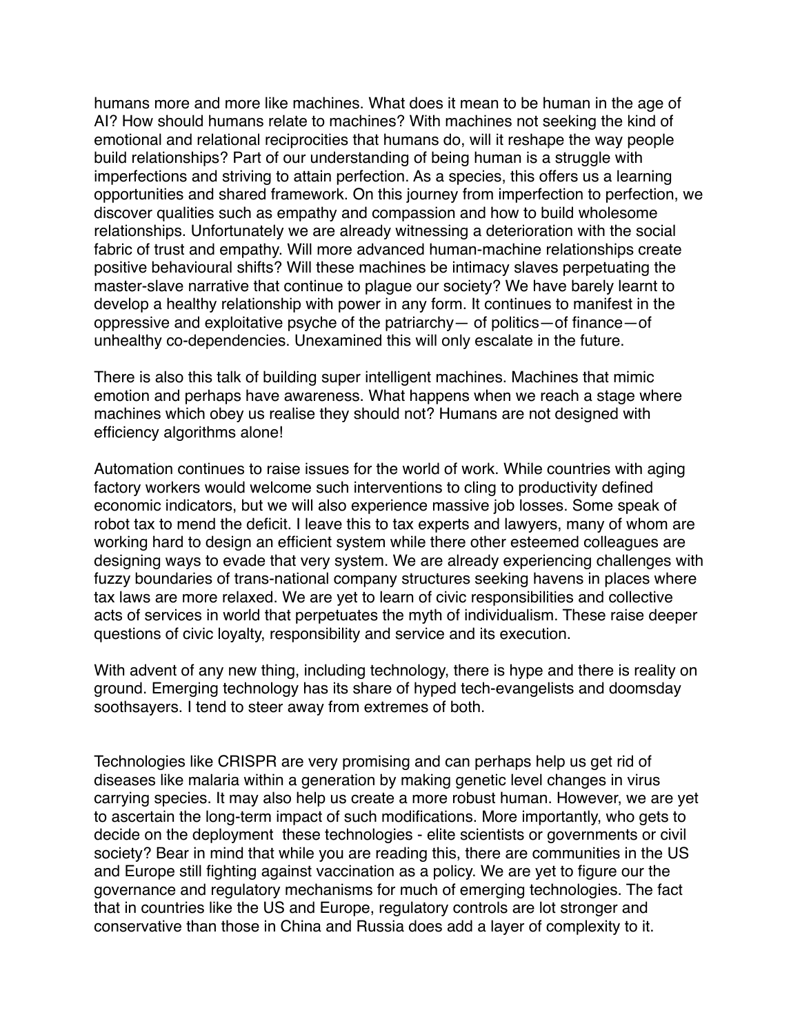humans more and more like machines. What does it mean to be human in the age of AI? How should humans relate to machines? With machines not seeking the kind of emotional and relational reciprocities that humans do, will it reshape the way people build relationships? Part of our understanding of being human is a struggle with imperfections and striving to attain perfection. As a species, this offers us a learning opportunities and shared framework. On this journey from imperfection to perfection, we discover qualities such as empathy and compassion and how to build wholesome relationships. Unfortunately we are already witnessing a deterioration with the social fabric of trust and empathy. Will more advanced human-machine relationships create positive behavioural shifts? Will these machines be intimacy slaves perpetuating the master-slave narrative that continue to plague our society? We have barely learnt to develop a healthy relationship with power in any form. It continues to manifest in the oppressive and exploitative psyche of the patriarchy— of politics—of finance—of unhealthy co-dependencies. Unexamined this will only escalate in the future.

There is also this talk of building super intelligent machines. Machines that mimic emotion and perhaps have awareness. What happens when we reach a stage where machines which obey us realise they should not? Humans are not designed with efficiency algorithms alone!

Automation continues to raise issues for the world of work. While countries with aging factory workers would welcome such interventions to cling to productivity defined economic indicators, but we will also experience massive job losses. Some speak of robot tax to mend the deficit. I leave this to tax experts and lawyers, many of whom are working hard to design an efficient system while there other esteemed colleagues are designing ways to evade that very system. We are already experiencing challenges with fuzzy boundaries of trans-national company structures seeking havens in places where tax laws are more relaxed. We are yet to learn of civic responsibilities and collective acts of services in world that perpetuates the myth of individualism. These raise deeper questions of civic loyalty, responsibility and service and its execution.

With advent of any new thing, including technology, there is hype and there is reality on ground. Emerging technology has its share of hyped tech-evangelists and doomsday soothsayers. I tend to steer away from extremes of both.

Technologies like CRISPR are very promising and can perhaps help us get rid of diseases like malaria within a generation by making genetic level changes in virus carrying species. It may also help us create a more robust human. However, we are yet to ascertain the long-term impact of such modifications. More importantly, who gets to decide on the deployment these technologies - elite scientists or governments or civil society? Bear in mind that while you are reading this, there are communities in the US and Europe still fighting against vaccination as a policy. We are yet to figure our the governance and regulatory mechanisms for much of emerging technologies. The fact that in countries like the US and Europe, regulatory controls are lot stronger and conservative than those in China and Russia does add a layer of complexity to it.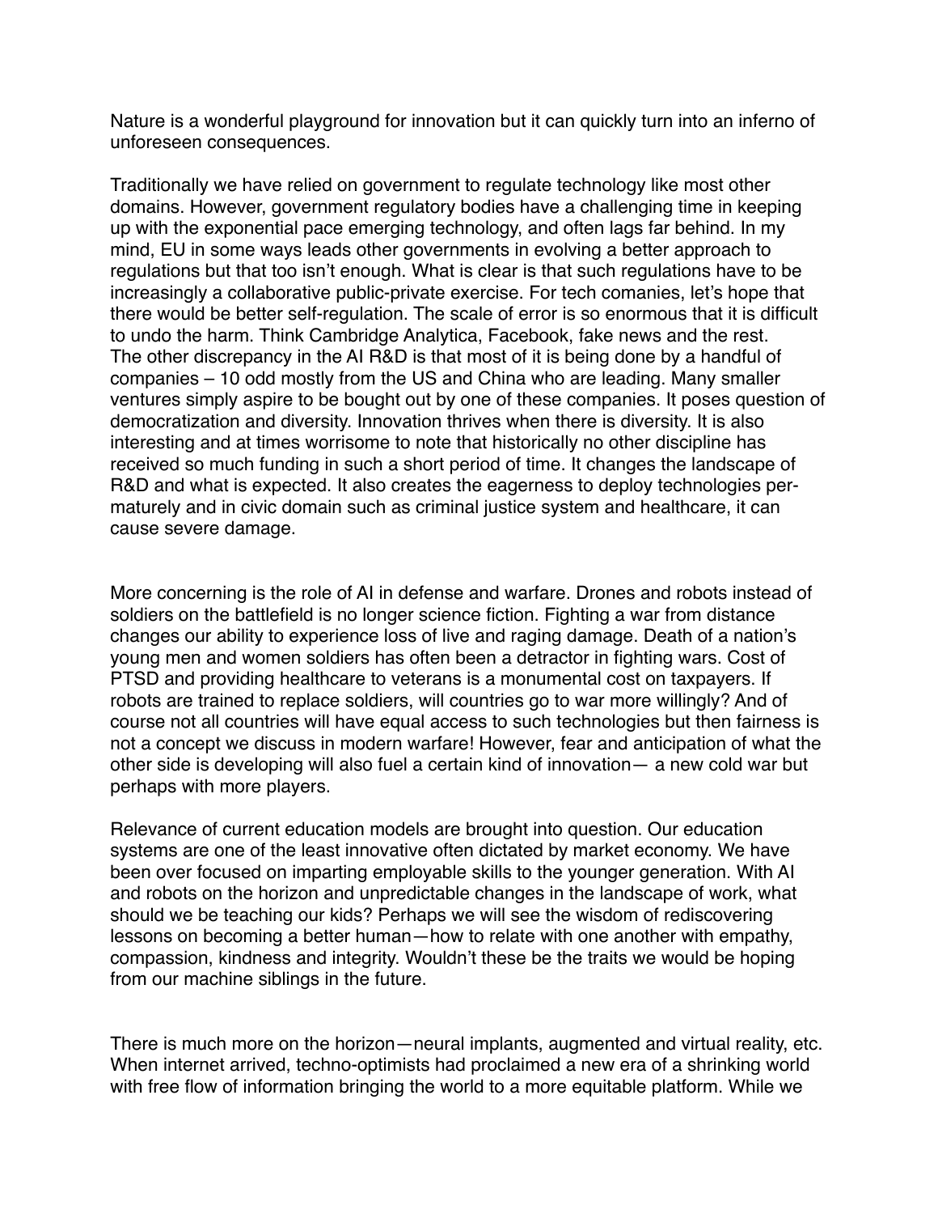Nature is a wonderful playground for innovation but it can quickly turn into an inferno of unforeseen consequences.

Traditionally we have relied on government to regulate technology like most other domains. However, government regulatory bodies have a challenging time in keeping up with the exponential pace emerging technology, and often lags far behind. In my mind, EU in some ways leads other governments in evolving a better approach to regulations but that too isn't enough. What is clear is that such regulations have to be increasingly a collaborative public-private exercise. For tech comanies, let's hope that there would be better self-regulation. The scale of error is so enormous that it is difficult to undo the harm. Think Cambridge Analytica, Facebook, fake news and the rest. The other discrepancy in the AI R&D is that most of it is being done by a handful of companies – 10 odd mostly from the US and China who are leading. Many smaller ventures simply aspire to be bought out by one of these companies. It poses question of democratization and diversity. Innovation thrives when there is diversity. It is also interesting and at times worrisome to note that historically no other discipline has received so much funding in such a short period of time. It changes the landscape of R&D and what is expected. It also creates the eagerness to deploy technologies per-maturely and in civic domain such as criminal justice system and healthcare, it can cause severe damage.

More concerning is the role of AI in defense and warfare. Drones and robots instead of soldiers on the battlefield is no longer science fiction. Fighting a war from distance changes our ability to experience loss of live and raging damage. Death of a nation's young men and women soldiers has often been a detractor in fighting wars. Cost of PTSD and providing healthcare to veterans is a monumental cost on taxpayers. If robots are trained to replace soldiers, will countries go to war more willingly? And of course not all countries will have equal access to such technologies but then fairness is not a concept we discuss in modern warfare! However, fear and anticipation of what the other side is developing will also fuel a certain kind of innovation— a new cold war but perhaps with more players.

Relevance of current education models are brought into question. Our education systems are one of the least innovative often dictated by market economy. We have been over focused on imparting employable skills to the younger generation. With AI and robots on the horizon and unpredictable changes in the landscape of work, what should we be teaching our kids? Perhaps we will see the wisdom of rediscovering lessons on becoming a better human—how to relate with one another with empathy, compassion, kindness and integrity. Wouldn't these be the traits we would be hoping from our machine siblings in the future.

There is much more on the horizon—neural implants, augmented and virtual reality, etc. When internet arrived, techno-optimists had proclaimed a new era of a shrinking world with free flow of information bringing the world to a more equitable platform. While we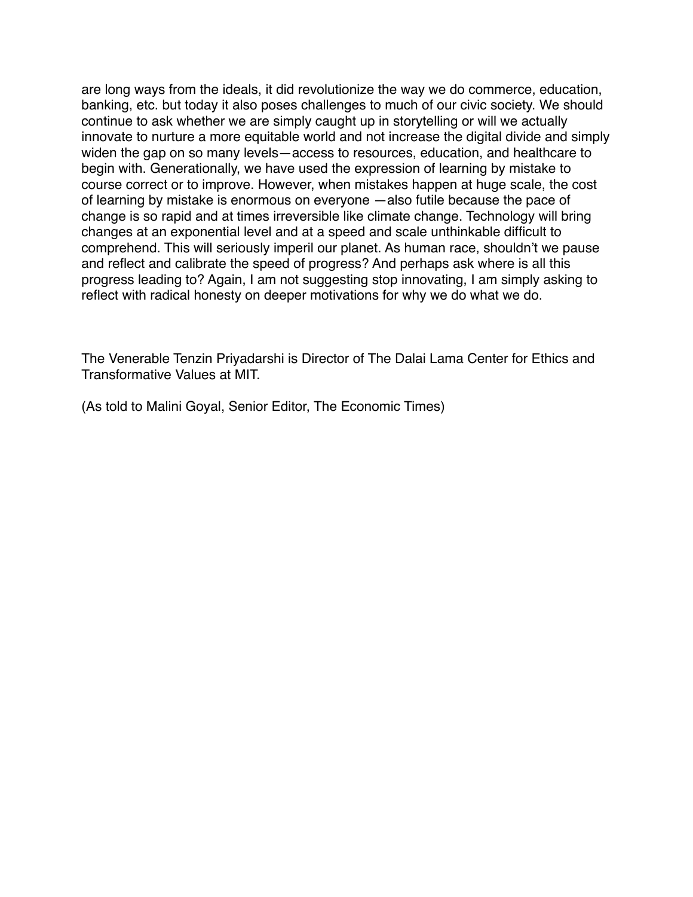are long ways from the ideals, it did revolutionize the way we do commerce, education, banking, etc. but today it also poses challenges to much of our civic society. We should continue to ask whether we are simply caught up in storytelling or will we actually innovate to nurture a more equitable world and not increase the digital divide and simply widen the gap on so many levels—access to resources, education, and healthcare to begin with. Generationally, we have used the expression of learning by mistake to course correct or to improve. However, when mistakes happen at huge scale, the cost of learning by mistake is enormous on everyone —also futile because the pace of change is so rapid and at times irreversible like climate change. Technology will bring changes at an exponential level and at a speed and scale unthinkable difficult to comprehend. This will seriously imperil our planet. As human race, shouldn't we pause and reflect and calibrate the speed of progress? And perhaps ask where is all this progress leading to? Again, I am not suggesting stop innovating, I am simply asking to reflect with radical honesty on deeper motivations for why we do what we do.

The Venerable Tenzin Priyadarshi is Director of The Dalai Lama Center for Ethics and Transformative Values at MIT.

(As told to Malini Goyal, Senior Editor, The Economic Times)